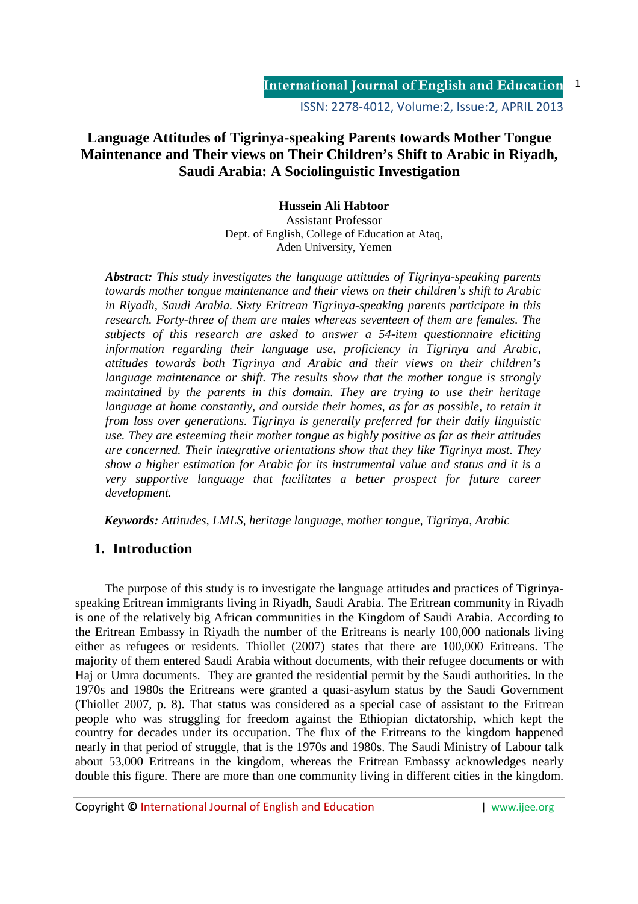# Language Attitudes of Tigrinya-speaking Parents towards Mother Tongue Maintenance and Their views on Their Children's Shift to Arabic in Riyadh, Saudi Arabia: A Sociolinguistic Investigation

**Hussein Ali Habtoor**
Assistant Professor
Dept. of English, College of Education at Ataq,
Aden University, Yemen

***Abstract:*** *This study investigates the language attitudes of Tigrinya-speaking parents towards mother tongue maintenance and their views on their children's shift to Arabic in Riyadh, Saudi Arabia. Sixty Eritrean Tigrinya-speaking parents participate in this research. Forty-three of them are males whereas seventeen of them are females. The subjects of this research are asked to answer a 54-item questionnaire eliciting information regarding their language use, proficiency in Tigrinya and Arabic, attitudes towards both Tigrinya and Arabic and their views on their children's language maintenance or shift. The results show that the mother tongue is strongly maintained by the parents in this domain. They are trying to use their heritage language at home constantly, and outside their homes, as far as possible, to retain it from loss over generations. Tigrinya is generally preferred for their daily linguistic use. They are esteeming their mother tongue as highly positive as far as their attitudes are concerned. Their integrative orientations show that they like Tigrinya most. They show a higher estimation for Arabic for its instrumental value and status and it is a very supportive language that facilitates a better prospect for future career development.*

***Keywords:*** *Attitudes, LMLS, heritage language, mother tongue, Tigrinya, Arabic*

## 1. Introduction

The purpose of this study is to investigate the language attitudes and practices of Tigrinya-speaking Eritrean immigrants living in Riyadh, Saudi Arabia. The Eritrean community in Riyadh is one of the relatively big African communities in the Kingdom of Saudi Arabia. According to the Eritrean Embassy in Riyadh the number of the Eritreans is nearly 100,000 nationals living either as refugees or residents. Thiollet (2007) states that there are 100,000 Eritreans. The majority of them entered Saudi Arabia without documents, with their refugee documents or with Haj or Umra documents. They are granted the residential permit by the Saudi authorities. In the 1970s and 1980s the Eritreans were granted a quasi-asylum status by the Saudi Government (Thiollet 2007, p. 8). That status was considered as a special case of assistant to the Eritrean people who was struggling for freedom against the Ethiopian dictatorship, which kept the country for decades under its occupation. The flux of the Eritreans to the kingdom happened nearly in that period of struggle, that is the 1970s and 1980s. The Saudi Ministry of Labour talk about 53,000 Eritreans in the kingdom, whereas the Eritrean Embassy acknowledges nearly double this figure. There are more than one community living in different cities in the kingdom.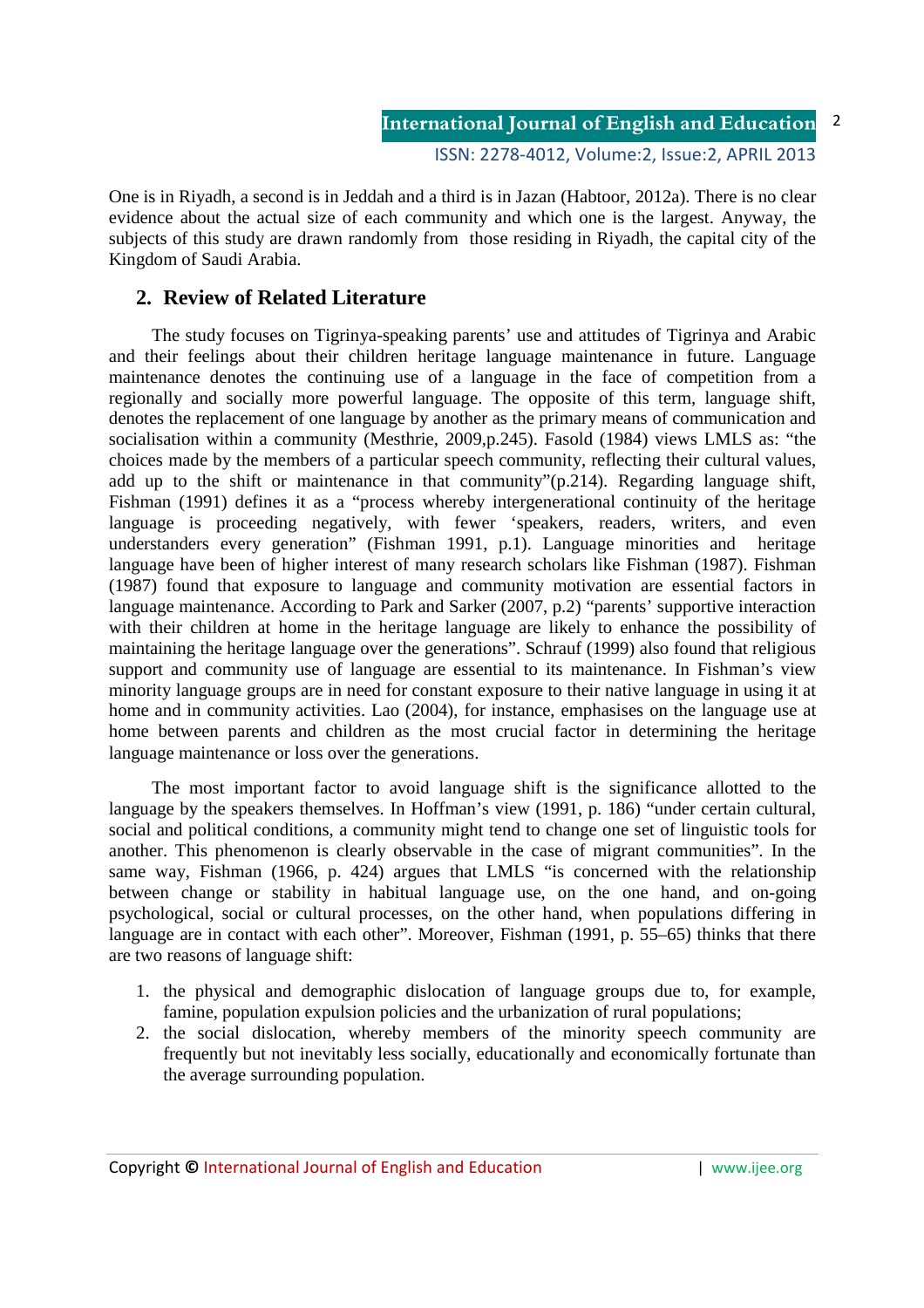One is in Riyadh, a second is in Jeddah and a third is in Jazan (Habtoor, 2012a). There is no clear evidence about the actual size of each community and which one is the largest. Anyway, the subjects of this study are drawn randomly from those residing in Riyadh, the capital city of the Kingdom of Saudi Arabia.

## 2. Review of Related Literature

The study focuses on Tigrinya-speaking parents' use and attitudes of Tigrinya and Arabic and their feelings about their children heritage language maintenance in future. Language maintenance denotes the continuing use of a language in the face of competition from a regionally and socially more powerful language. The opposite of this term, language shift, denotes the replacement of one language by another as the primary means of communication and socialisation within a community (Mesthrie, 2009,p.245). Fasold (1984) views LMLS as: "the choices made by the members of a particular speech community, reflecting their cultural values, add up to the shift or maintenance in that community"(p.214). Regarding language shift, Fishman (1991) defines it as a "process whereby intergenerational continuity of the heritage language is proceeding negatively, with fewer 'speakers, readers, writers, and even understanders every generation" (Fishman 1991, p.1). Language minorities and heritage language have been of higher interest of many research scholars like Fishman (1987). Fishman (1987) found that exposure to language and community motivation are essential factors in language maintenance. According to Park and Sarker (2007, p.2) "parents' supportive interaction with their children at home in the heritage language are likely to enhance the possibility of maintaining the heritage language over the generations". Schrauf (1999) also found that religious support and community use of language are essential to its maintenance. In Fishman's view minority language groups are in need for constant exposure to their native language in using it at home and in community activities. Lao (2004), for instance, emphasises on the language use at home between parents and children as the most crucial factor in determining the heritage language maintenance or loss over the generations.

The most important factor to avoid language shift is the significance allotted to the language by the speakers themselves. In Hoffman's view (1991, p. 186) "under certain cultural, social and political conditions, a community might tend to change one set of linguistic tools for another. This phenomenon is clearly observable in the case of migrant communities". In the same way, Fishman (1966, p. 424) argues that LMLS "is concerned with the relationship between change or stability in habitual language use, on the one hand, and on-going psychological, social or cultural processes, on the other hand, when populations differing in language are in contact with each other". Moreover, Fishman (1991, p. 55–65) thinks that there are two reasons of language shift:

1. the physical and demographic dislocation of language groups due to, for example, famine, population expulsion policies and the urbanization of rural populations;
2. the social dislocation, whereby members of the minority speech community are frequently but not inevitably less socially, educationally and economically fortunate than the average surrounding population.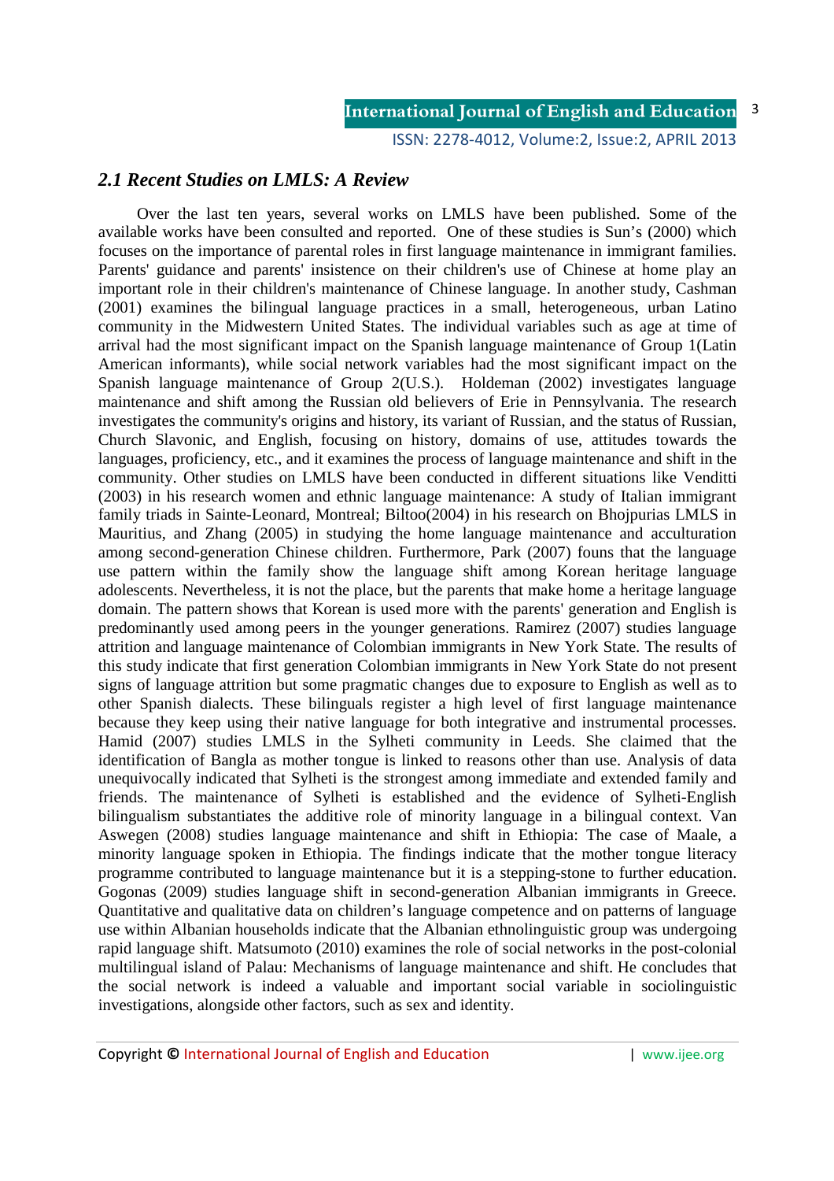## *2.1 Recent Studies on LMLS: A Review*

Over the last ten years, several works on LMLS have been published. Some of the available works have been consulted and reported. One of these studies is Sun's (2000) which focuses on the importance of parental roles in first language maintenance in immigrant families. Parents' guidance and parents' insistence on their children's use of Chinese at home play an important role in their children's maintenance of Chinese language. In another study, Cashman (2001) examines the bilingual language practices in a small, heterogeneous, urban Latino community in the Midwestern United States. The individual variables such as age at time of arrival had the most significant impact on the Spanish language maintenance of Group 1(Latin American informants), while social network variables had the most significant impact on the Spanish language maintenance of Group 2(U.S.). Holdeman (2002) investigates language maintenance and shift among the Russian old believers of Erie in Pennsylvania. The research investigates the community's origins and history, its variant of Russian, and the status of Russian, Church Slavonic, and English, focusing on history, domains of use, attitudes towards the languages, proficiency, etc., and it examines the process of language maintenance and shift in the community. Other studies on LMLS have been conducted in different situations like Venditti (2003) in his research women and ethnic language maintenance: A study of Italian immigrant family triads in Sainte-Leonard, Montreal; Biltoo(2004) in his research on Bhojpurias LMLS in Mauritius, and Zhang (2005) in studying the home language maintenance and acculturation among second-generation Chinese children. Furthermore, Park (2007) founs that the language use pattern within the family show the language shift among Korean heritage language adolescents. Nevertheless, it is not the place, but the parents that make home a heritage language domain. The pattern shows that Korean is used more with the parents' generation and English is predominantly used among peers in the younger generations. Ramirez (2007) studies language attrition and language maintenance of Colombian immigrants in New York State. The results of this study indicate that first generation Colombian immigrants in New York State do not present signs of language attrition but some pragmatic changes due to exposure to English as well as to other Spanish dialects. These bilinguals register a high level of first language maintenance because they keep using their native language for both integrative and instrumental processes. Hamid (2007) studies LMLS in the Sylheti community in Leeds. She claimed that the identification of Bangla as mother tongue is linked to reasons other than use. Analysis of data unequivocally indicated that Sylheti is the strongest among immediate and extended family and friends. The maintenance of Sylheti is established and the evidence of Sylheti-English bilingualism substantiates the additive role of minority language in a bilingual context. Van Aswegen (2008) studies language maintenance and shift in Ethiopia: The case of Maale, a minority language spoken in Ethiopia. The findings indicate that the mother tongue literacy programme contributed to language maintenance but it is a stepping-stone to further education. Gogonas (2009) studies language shift in second-generation Albanian immigrants in Greece. Quantitative and qualitative data on children's language competence and on patterns of language use within Albanian households indicate that the Albanian ethnolinguistic group was undergoing rapid language shift. Matsumoto (2010) examines the role of social networks in the post-colonial multilingual island of Palau: Mechanisms of language maintenance and shift. He concludes that the social network is indeed a valuable and important social variable in sociolinguistic investigations, alongside other factors, such as sex and identity.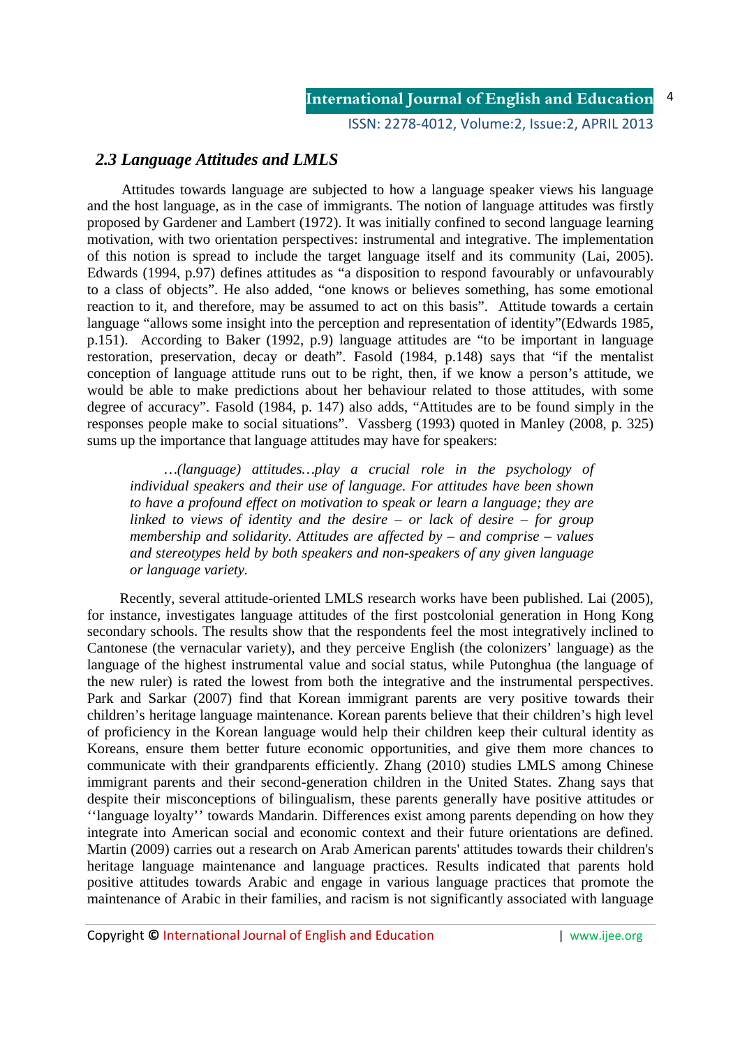### *2.3 Language Attitudes and LMLS*

Attitudes towards language are subjected to how a language speaker views his language and the host language, as in the case of immigrants. The notion of language attitudes was firstly proposed by Gardener and Lambert (1972). It was initially confined to second language learning motivation, with two orientation perspectives: instrumental and integrative. The implementation of this notion is spread to include the target language itself and its community (Lai, 2005). Edwards (1994, p.97) defines attitudes as "a disposition to respond favourably or unfavourably to a class of objects". He also added, "one knows or believes something, has some emotional reaction to it, and therefore, may be assumed to act on this basis". Attitude towards a certain language "allows some insight into the perception and representation of identity"(Edwards 1985, p.151). According to Baker (1992, p.9) language attitudes are "to be important in language restoration, preservation, decay or death". Fasold (1984, p.148) says that "if the mentalist conception of language attitude runs out to be right, then, if we know a person's attitude, we would be able to make predictions about her behaviour related to those attitudes, with some degree of accuracy". Fasold (1984, p. 147) also adds, "Attitudes are to be found simply in the responses people make to social situations". Vassberg (1993) quoted in Manley (2008, p. 325) sums up the importance that language attitudes may have for speakers:

> *…(language) attitudes…play a crucial role in the psychology of individual speakers and their use of language. For attitudes have been shown to have a profound effect on motivation to speak or learn a language; they are linked to views of identity and the desire – or lack of desire – for group membership and solidarity. Attitudes are affected by – and comprise – values and stereotypes held by both speakers and non-speakers of any given language or language variety.*

Recently, several attitude-oriented LMLS research works have been published. Lai (2005), for instance, investigates language attitudes of the first postcolonial generation in Hong Kong secondary schools. The results show that the respondents feel the most integratively inclined to Cantonese (the vernacular variety), and they perceive English (the colonizers' language) as the language of the highest instrumental value and social status, while Putonghua (the language of the new ruler) is rated the lowest from both the integrative and the instrumental perspectives. Park and Sarkar (2007) find that Korean immigrant parents are very positive towards their children's heritage language maintenance. Korean parents believe that their children's high level of proficiency in the Korean language would help their children keep their cultural identity as Koreans, ensure them better future economic opportunities, and give them more chances to communicate with their grandparents efficiently. Zhang (2010) studies LMLS among Chinese immigrant parents and their second-generation children in the United States. Zhang says that despite their misconceptions of bilingualism, these parents generally have positive attitudes or ''language loyalty'' towards Mandarin. Differences exist among parents depending on how they integrate into American social and economic context and their future orientations are defined. Martin (2009) carries out a research on Arab American parents' attitudes towards their children's heritage language maintenance and language practices. Results indicated that parents hold positive attitudes towards Arabic and engage in various language practices that promote the maintenance of Arabic in their families, and racism is not significantly associated with language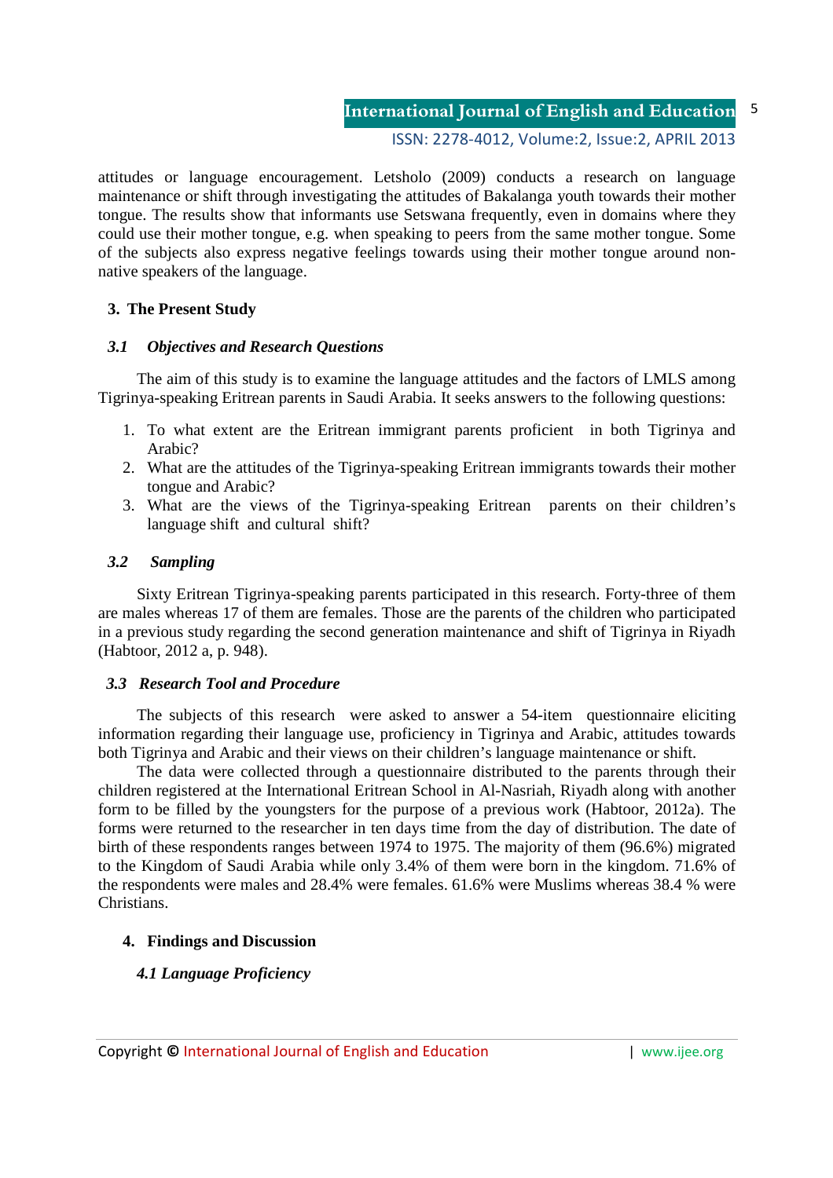attitudes or language encouragement. Letsholo (2009) conducts a research on language maintenance or shift through investigating the attitudes of Bakalanga youth towards their mother tongue. The results show that informants use Setswana frequently, even in domains where they could use their mother tongue, e.g. when speaking to peers from the same mother tongue. Some of the subjects also express negative feelings towards using their mother tongue around non-native speakers of the language.

## 3. The Present Study

### *3.1 Objectives and Research Questions*

The aim of this study is to examine the language attitudes and the factors of LMLS among Tigrinya-speaking Eritrean parents in Saudi Arabia. It seeks answers to the following questions:

1. To what extent are the Eritrean immigrant parents proficient in both Tigrinya and Arabic?
2. What are the attitudes of the Tigrinya-speaking Eritrean immigrants towards their mother tongue and Arabic?
3. What are the views of the Tigrinya-speaking Eritrean parents on their children's language shift and cultural shift?

### *3.2 Sampling*

Sixty Eritrean Tigrinya-speaking parents participated in this research. Forty-three of them are males whereas 17 of them are females. Those are the parents of the children who participated in a previous study regarding the second generation maintenance and shift of Tigrinya in Riyadh (Habtoor, 2012 a, p. 948).

### *3.3 Research Tool and Procedure*

The subjects of this research were asked to answer a 54-item questionnaire eliciting information regarding their language use, proficiency in Tigrinya and Arabic, attitudes towards both Tigrinya and Arabic and their views on their children's language maintenance or shift.

The data were collected through a questionnaire distributed to the parents through their children registered at the International Eritrean School in Al-Nasriah, Riyadh along with another form to be filled by the youngsters for the purpose of a previous work (Habtoor, 2012a). The forms were returned to the researcher in ten days time from the day of distribution. The date of birth of these respondents ranges between 1974 to 1975. The majority of them (96.6%) migrated to the Kingdom of Saudi Arabia while only 3.4% of them were born in the kingdom. 71.6% of the respondents were males and 28.4% were females. 61.6% were Muslims whereas 38.4 % were Christians.

## 4. Findings and Discussion

### *4.1 Language Proficiency*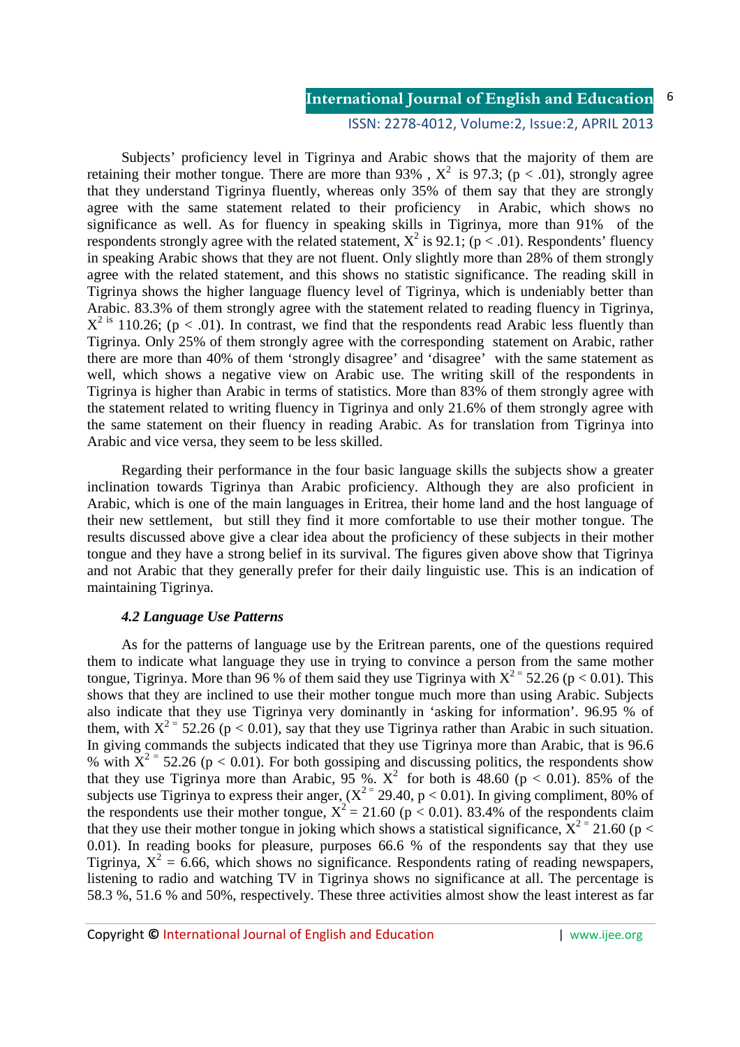Subjects' proficiency level in Tigrinya and Arabic shows that the majority of them are retaining their mother tongue. There are more than 93% , $X^2$ is 97.3; ($p < .01$), strongly agree that they understand Tigrinya fluently, whereas only 35% of them say that they are strongly agree with the same statement related to their proficiency in Arabic, which shows no significance as well. As for fluency in speaking skills in Tigrinya, more than 91% of the respondents strongly agree with the related statement, $X^2$ is 92.1; ($p < .01$). Respondents' fluency in speaking Arabic shows that they are not fluent. Only slightly more than 28% of them strongly agree with the related statement, and this shows no statistic significance. The reading skill in Tigrinya shows the higher language fluency level of Tigrinya, which is undeniably better than Arabic. 83.3% of them strongly agree with the statement related to reading fluency in Tigrinya, $X^{2\text{ is}}$ 110.26; ($p < .01$). In contrast, we find that the respondents read Arabic less fluently than Tigrinya. Only 25% of them strongly agree with the corresponding statement on Arabic, rather there are more than 40% of them 'strongly disagree' and 'disagree' with the same statement as well, which shows a negative view on Arabic use. The writing skill of the respondents in Tigrinya is higher than Arabic in terms of statistics. More than 83% of them strongly agree with the statement related to writing fluency in Tigrinya and only 21.6% of them strongly agree with the same statement on their fluency in reading Arabic. As for translation from Tigrinya into Arabic and vice versa, they seem to be less skilled.

Regarding their performance in the four basic language skills the subjects show a greater inclination towards Tigrinya than Arabic proficiency. Although they are also proficient in Arabic, which is one of the main languages in Eritrea, their home land and the host language of their new settlement, but still they find it more comfortable to use their mother tongue. The results discussed above give a clear idea about the proficiency of these subjects in their mother tongue and they have a strong belief in its survival. The figures given above show that Tigrinya and not Arabic that they generally prefer for their daily linguistic use. This is an indication of maintaining Tigrinya.

### *4.2 Language Use Patterns*

As for the patterns of language use by the Eritrean parents, one of the questions required them to indicate what language they use in trying to convince a person from the same mother tongue, Tigrinya. More than 96 % of them said they use Tigrinya with $X^{2\,=}$ 52.26 ($p < 0.01$). This shows that they are inclined to use their mother tongue much more than using Arabic. Subjects also indicate that they use Tigrinya very dominantly in 'asking for information'. 96.95 % of them, with $X^{2\,=}$ 52.26 ($p < 0.01$), say that they use Tigrinya rather than Arabic in such situation. In giving commands the subjects indicated that they use Tigrinya more than Arabic, that is 96.6 % with $X^{2\,=}$ 52.26 ($p < 0.01$). For both gossiping and discussing politics, the respondents show that they use Tigrinya more than Arabic, 95 %. $X^2$ for both is 48.60 ($p < 0.01$). 85% of the subjects use Tigrinya to express their anger, ($X^{2\,=}$ 29.40, $p < 0.01$). In giving compliment, 80% of the respondents use their mother tongue, $X^2 = 21.60$ ($p < 0.01$). 83.4% of the respondents claim that they use their mother tongue in joking which shows a statistical significance, $X^{2\,=}$ 21.60 ($p < 0.01$). In reading books for pleasure, purposes 66.6 % of the respondents say that they use Tigrinya, $X^2 = 6.66$, which shows no significance. Respondents rating of reading newspapers, listening to radio and watching TV in Tigrinya shows no significance at all. The percentage is 58.3 %, 51.6 % and 50%, respectively. These three activities almost show the least interest as far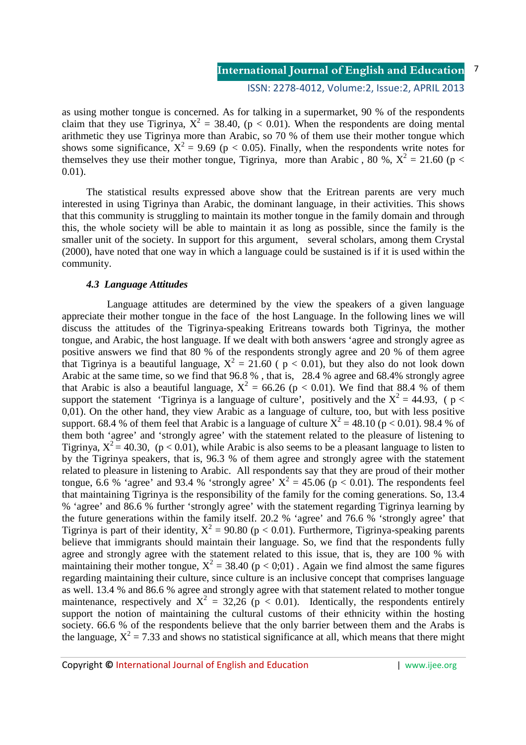as using mother tongue is concerned. As for talking in a supermarket, 90 % of the respondents claim that they use Tigrinya, $X^2 = 38.40$, ($p < 0.01$). When the respondents are doing mental arithmetic they use Tigrinya more than Arabic, so 70 % of them use their mother tongue which shows some significance, $X^2 = 9.69$ ($p < 0.05$). Finally, when the respondents write notes for themselves they use their mother tongue, Tigrinya, more than Arabic , 80 %, $X^2 = 21.60$ ($p < 0.01$).

The statistical results expressed above show that the Eritrean parents are very much interested in using Tigrinya than Arabic, the dominant language, in their activities. This shows that this community is struggling to maintain its mother tongue in the family domain and through this, the whole society will be able to maintain it as long as possible, since the family is the smaller unit of the society. In support for this argument, several scholars, among them Crystal (2000), have noted that one way in which a language could be sustained is if it is used within the community.

### *4.3 Language Attitudes*

Language attitudes are determined by the view the speakers of a given language appreciate their mother tongue in the face of the host Language. In the following lines we will discuss the attitudes of the Tigrinya-speaking Eritreans towards both Tigrinya, the mother tongue, and Arabic, the host language. If we dealt with both answers 'agree and strongly agree as positive answers we find that 80 % of the respondents strongly agree and 20 % of them agree that Tigrinya is a beautiful language, $X^2 = 21.60$ ( $p < 0.01$), but they also do not look down Arabic at the same time, so we find that 96.8 % , that is, 28.4 % agree and 68.4% strongly agree that Arabic is also a beautiful language, $X^2 = 66.26$ ($p < 0.01$). We find that 88.4 % of them support the statement 'Tigrinya is a language of culture', positively and the $X^2 = 44.93$, ( $p < 0{,}01$). On the other hand, they view Arabic as a language of culture, too, but with less positive support. 68.4 % of them feel that Arabic is a language of culture $X^2 = 48.10$ ($p < 0.01$). 98.4 % of them both 'agree' and 'strongly agree' with the statement related to the pleasure of listening to Tigrinya, $X^2 = 40.30$, ($p < 0.01$), while Arabic is also seems to be a pleasant language to listen to by the Tigrinya speakers, that is, 96.3 % of them agree and strongly agree with the statement related to pleasure in listening to Arabic. All respondents say that they are proud of their mother tongue, 6.6 % 'agree' and 93.4 % 'strongly agree' $X^2 = 45.06$ ($p < 0.01$). The respondents feel that maintaining Tigrinya is the responsibility of the family for the coming generations. So, 13.4 % 'agree' and 86.6 % further 'strongly agree' with the statement regarding Tigrinya learning by the future generations within the family itself. 20.2 % 'agree' and 76.6 % 'strongly agree' that Tigrinya is part of their identity, $X^2 = 90.80$ ($p < 0.01$). Furthermore, Tigrinya-speaking parents believe that immigrants should maintain their language. So, we find that the respondents fully agree and strongly agree with the statement related to this issue, that is, they are 100 % with maintaining their mother tongue, $X^2 = 38.40$ ($p < 0;01$) . Again we find almost the same figures regarding maintaining their culture, since culture is an inclusive concept that comprises language as well. 13.4 % and 86.6 % agree and strongly agree with that statement related to mother tongue maintenance, respectively and $X^2 = 32{,}26$ ($p < 0.01$). Identically, the respondents entirely support the notion of maintaining the cultural customs of their ethnicity within the hosting society. 66.6 % of the respondents believe that the only barrier between them and the Arabs is the language, $X^2 = 7.33$ and shows no statistical significance at all, which means that there might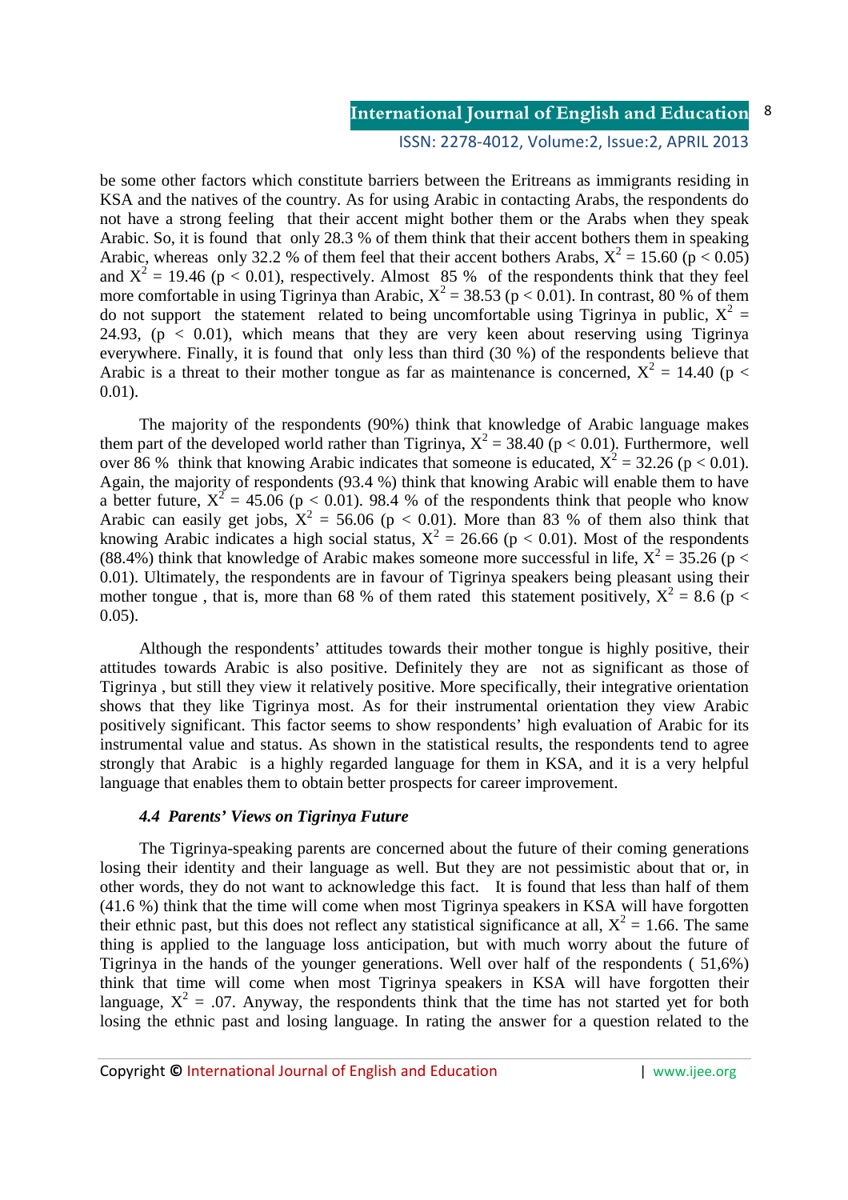be some other factors which constitute barriers between the Eritreans as immigrants residing in KSA and the natives of the country. As for using Arabic in contacting Arabs, the respondents do not have a strong feeling that their accent might bother them or the Arabs when they speak Arabic. So, it is found that only 28.3 % of them think that their accent bothers them in speaking Arabic, whereas only 32.2 % of them feel that their accent bothers Arabs, $X^2 = 15.60$ ($p < 0.05$) and $X^2 = 19.46$ ($p < 0.01$), respectively. Almost 85 % of the respondents think that they feel more comfortable in using Tigrinya than Arabic, $X^2 = 38.53$ ($p < 0.01$). In contrast, 80 % of them do not support the statement related to being uncomfortable using Tigrinya in public, $X^2 = 24.93$, ($p < 0.01$), which means that they are very keen about reserving using Tigrinya everywhere. Finally, it is found that only less than third (30 %) of the respondents believe that Arabic is a threat to their mother tongue as far as maintenance is concerned, $X^2 = 14.40$ ($p < 0.01$).

The majority of the respondents (90%) think that knowledge of Arabic language makes them part of the developed world rather than Tigrinya, $X^2 = 38.40$ ($p < 0.01$). Furthermore, well over 86 % think that knowing Arabic indicates that someone is educated, $X^2 = 32.26$ ($p < 0.01$). Again, the majority of respondents (93.4 %) think that knowing Arabic will enable them to have a better future, $X^2 = 45.06$ ($p < 0.01$). 98.4 % of the respondents think that people who know Arabic can easily get jobs, $X^2 = 56.06$ ($p < 0.01$). More than 83 % of them also think that knowing Arabic indicates a high social status, $X^2 = 26.66$ ($p < 0.01$). Most of the respondents (88.4%) think that knowledge of Arabic makes someone more successful in life, $X^2 = 35.26$ ($p < 0.01$). Ultimately, the respondents are in favour of Tigrinya speakers being pleasant using their mother tongue , that is, more than 68 % of them rated this statement positively, $X^2 = 8.6$ ($p < 0.05$).

Although the respondents' attitudes towards their mother tongue is highly positive, their attitudes towards Arabic is also positive. Definitely they are not as significant as those of Tigrinya , but still they view it relatively positive. More specifically, their integrative orientation shows that they like Tigrinya most. As for their instrumental orientation they view Arabic positively significant. This factor seems to show respondents' high evaluation of Arabic for its instrumental value and status. As shown in the statistical results, the respondents tend to agree strongly that Arabic is a highly regarded language for them in KSA, and it is a very helpful language that enables them to obtain better prospects for career improvement.

### *4.4 Parents' Views on Tigrinya Future*

The Tigrinya-speaking parents are concerned about the future of their coming generations losing their identity and their language as well. But they are not pessimistic about that or, in other words, they do not want to acknowledge this fact. It is found that less than half of them (41.6 %) think that the time will come when most Tigrinya speakers in KSA will have forgotten their ethnic past, but this does not reflect any statistical significance at all, $X^2 = 1.66$. The same thing is applied to the language loss anticipation, but with much worry about the future of Tigrinya in the hands of the younger generations. Well over half of the respondents ( 51,6%) think that time will come when most Tigrinya speakers in KSA will have forgotten their language, $X^2 = .07$. Anyway, the respondents think that the time has not started yet for both losing the ethnic past and losing language. In rating the answer for a question related to the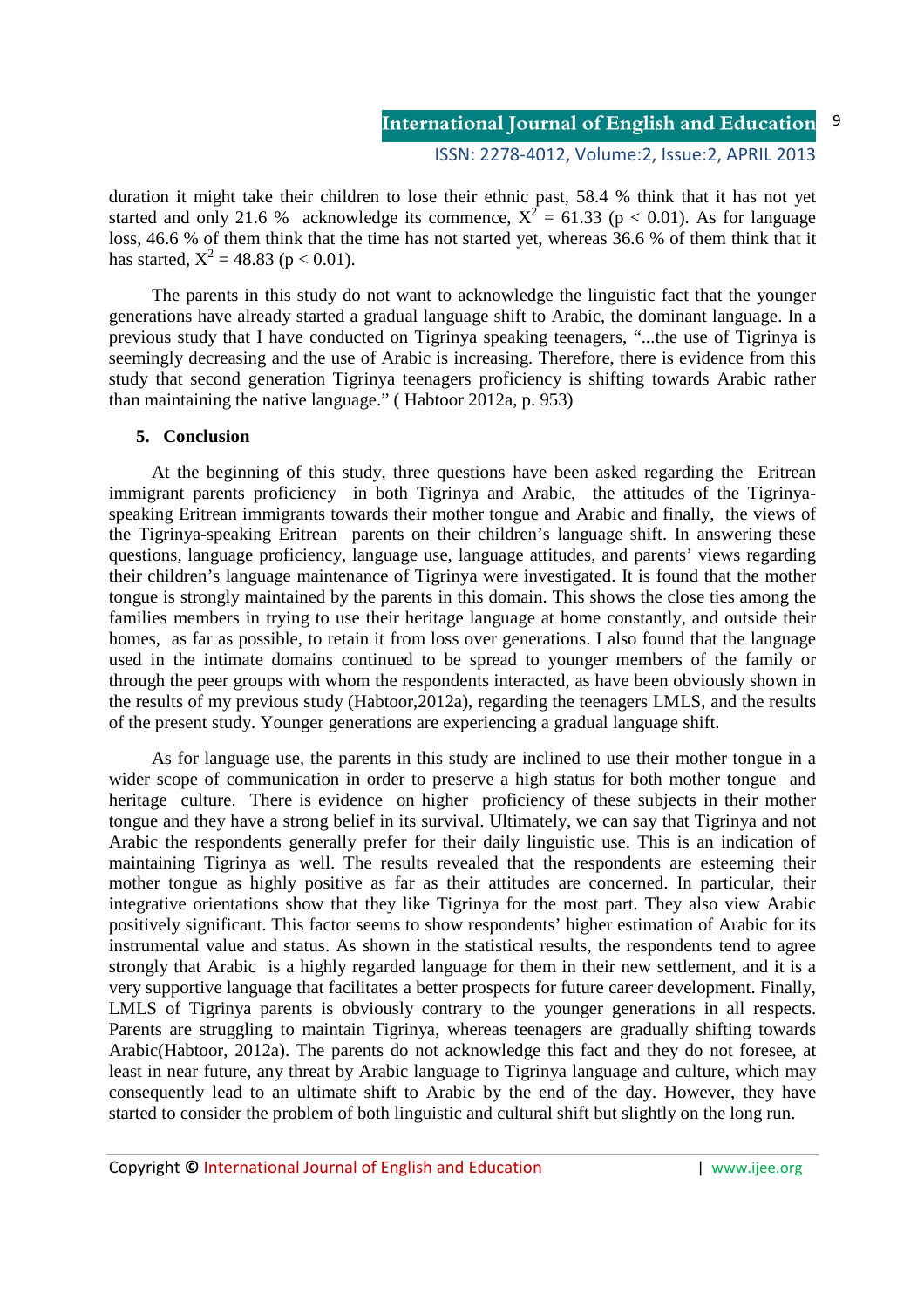duration it might take their children to lose their ethnic past, 58.4 % think that it has not yet started and only 21.6 % acknowledge its commence, $X^2 = 61.33$ ($p < 0.01$). As for language loss, 46.6 % of them think that the time has not started yet, whereas 36.6 % of them think that it has started, $X^2 = 48.83$ ($p < 0.01$).

The parents in this study do not want to acknowledge the linguistic fact that the younger generations have already started a gradual language shift to Arabic, the dominant language. In a previous study that I have conducted on Tigrinya speaking teenagers, "...the use of Tigrinya is seemingly decreasing and the use of Arabic is increasing. Therefore, there is evidence from this study that second generation Tigrinya teenagers proficiency is shifting towards Arabic rather than maintaining the native language." ( Habtoor 2012a, p. 953)

## 5. Conclusion

At the beginning of this study, three questions have been asked regarding the Eritrean immigrant parents proficiency in both Tigrinya and Arabic, the attitudes of the Tigrinya-speaking Eritrean immigrants towards their mother tongue and Arabic and finally, the views of the Tigrinya-speaking Eritrean parents on their children's language shift. In answering these questions, language proficiency, language use, language attitudes, and parents' views regarding their children's language maintenance of Tigrinya were investigated. It is found that the mother tongue is strongly maintained by the parents in this domain. This shows the close ties among the families members in trying to use their heritage language at home constantly, and outside their homes, as far as possible, to retain it from loss over generations. I also found that the language used in the intimate domains continued to be spread to younger members of the family or through the peer groups with whom the respondents interacted, as have been obviously shown in the results of my previous study (Habtoor,2012a), regarding the teenagers LMLS, and the results of the present study. Younger generations are experiencing a gradual language shift.

As for language use, the parents in this study are inclined to use their mother tongue in a wider scope of communication in order to preserve a high status for both mother tongue and heritage culture. There is evidence on higher proficiency of these subjects in their mother tongue and they have a strong belief in its survival. Ultimately, we can say that Tigrinya and not Arabic the respondents generally prefer for their daily linguistic use. This is an indication of maintaining Tigrinya as well. The results revealed that the respondents are esteeming their mother tongue as highly positive as far as their attitudes are concerned. In particular, their integrative orientations show that they like Tigrinya for the most part. They also view Arabic positively significant. This factor seems to show respondents' higher estimation of Arabic for its instrumental value and status. As shown in the statistical results, the respondents tend to agree strongly that Arabic is a highly regarded language for them in their new settlement, and it is a very supportive language that facilitates a better prospects for future career development. Finally, LMLS of Tigrinya parents is obviously contrary to the younger generations in all respects. Parents are struggling to maintain Tigrinya, whereas teenagers are gradually shifting towards Arabic(Habtoor, 2012a). The parents do not acknowledge this fact and they do not foresee, at least in near future, any threat by Arabic language to Tigrinya language and culture, which may consequently lead to an ultimate shift to Arabic by the end of the day. However, they have started to consider the problem of both linguistic and cultural shift but slightly on the long run.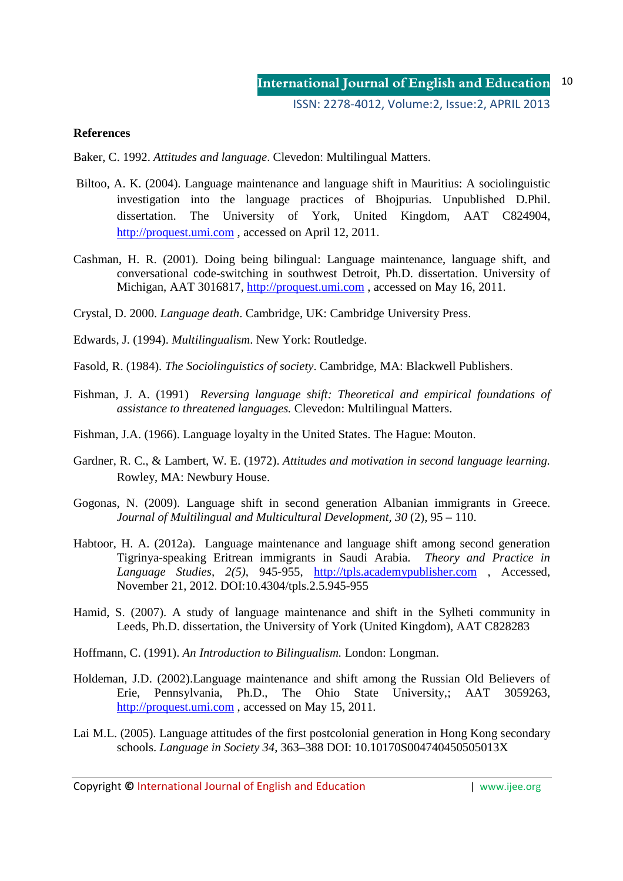**References**

Baker, C. 1992. *Attitudes and language*. Clevedon: Multilingual Matters.

Biltoo, A. K. (2004). Language maintenance and language shift in Mauritius: A sociolinguistic investigation into the language practices of Bhojpurias. Unpublished D.Phil. dissertation. The University of York, United Kingdom, AAT C824904, http://proquest.umi.com , accessed on April 12, 2011.

Cashman, H. R. (2001). Doing being bilingual: Language maintenance, language shift, and conversational code-switching in southwest Detroit, Ph.D. dissertation. University of Michigan, AAT 3016817, http://proquest.umi.com , accessed on May 16, 2011.

Crystal, D. 2000. *Language death*. Cambridge, UK: Cambridge University Press.

Edwards, J. (1994). *Multilingualism*. New York: Routledge.

Fasold, R. (1984). *The Sociolinguistics of society*. Cambridge, MA: Blackwell Publishers.

Fishman, J. A. (1991) *Reversing language shift: Theoretical and empirical foundations of assistance to threatened languages.* Clevedon: Multilingual Matters.

Fishman, J.A. (1966). Language loyalty in the United States. The Hague: Mouton.

Gardner, R. C., & Lambert, W. E. (1972). *Attitudes and motivation in second language learning.* Rowley, MA: Newbury House.

Gogonas, N. (2009). Language shift in second generation Albanian immigrants in Greece. *Journal of Multilingual and Multicultural Development, 30* (2), 95 – 110.

Habtoor, H. A. (2012a). Language maintenance and language shift among second generation Tigrinya-speaking Eritrean immigrants in Saudi Arabia. *Theory and Practice in Language Studies*, *2(5)*, 945-955, http://tpls.academypublisher.com , Accessed, November 21, 2012. DOI:10.4304/tpls.2.5.945-955

Hamid, S. (2007). A study of language maintenance and shift in the Sylheti community in Leeds, Ph.D. dissertation, the University of York (United Kingdom), AAT C828283

Hoffmann, C. (1991). *An Introduction to Bilingualism.* London: Longman.

Holdeman, J.D. (2002).Language maintenance and shift among the Russian Old Believers of Erie, Pennsylvania, Ph.D., The Ohio State University,; AAT 3059263, http://proquest.umi.com , accessed on May 15, 2011.

Lai M.L. (2005). Language attitudes of the first postcolonial generation in Hong Kong secondary schools. *Language in Society 34*, 363–388 DOI: 10.10170S004740450505013X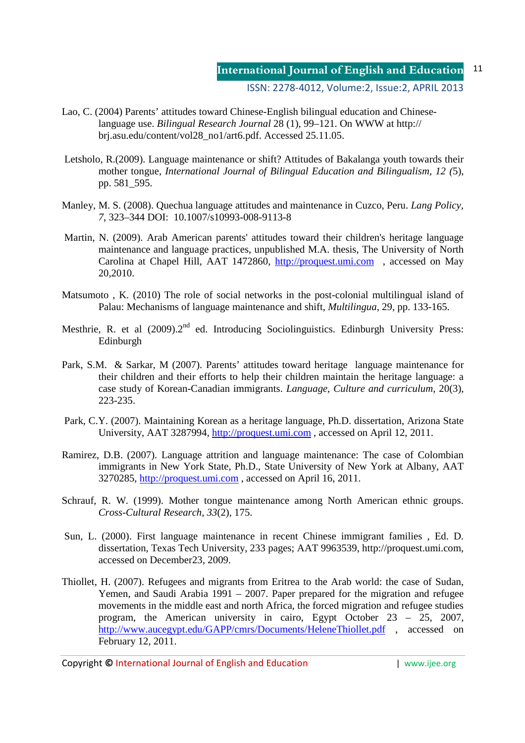Lao, C. (2004) Parents' attitudes toward Chinese-English bilingual education and Chinese-language use. *Bilingual Research Journal* 28 (1), 99–121. On WWW at http:// brj.asu.edu/content/vol28_no1/art6.pdf. Accessed 25.11.05.

Letsholo, R.(2009). Language maintenance or shift? Attitudes of Bakalanga youth towards their mother tongue, *International Journal of Bilingual Education and Bilingualism, 12 (*5), pp. 581_595.

Manley, M. S. (2008). Quechua language attitudes and maintenance in Cuzco, Peru. *Lang Policy, 7*, 323–344 DOI: 10.1007/s10993-008-9113-8

Martin, N. (2009). Arab American parents' attitudes toward their children's heritage language maintenance and language practices, unpublished M.A. thesis, The University of North Carolina at Chapel Hill, AAT 1472860, http://proquest.umi.com , accessed on May 20,2010.

Matsumoto , K. (2010) The role of social networks in the post-colonial multilingual island of Palau: Mechanisms of language maintenance and shift, *Multilingua*, 29, pp. 133-165.

Mesthrie, R. et al (2009).2nd ed. Introducing Sociolinguistics. Edinburgh University Press: Edinburgh

Park, S.M. & Sarkar, M (2007). Parents' attitudes toward heritage language maintenance for their children and their efforts to help their children maintain the heritage language: a case study of Korean-Canadian immigrants. *Language, Culture and curriculum,* 20(3), 223-235.

Park, C.Y. (2007). Maintaining Korean as a heritage language, Ph.D. dissertation, Arizona State University, AAT 3287994, http://proquest.umi.com , accessed on April 12, 2011.

Ramirez, D.B. (2007). Language attrition and language maintenance: The case of Colombian immigrants in New York State, Ph.D., State University of New York at Albany, AAT 3270285, http://proquest.umi.com , accessed on April 16, 2011.

Schrauf, R. W. (1999). Mother tongue maintenance among North American ethnic groups. *Cross-Cultural Research, 33*(2), 175.

Sun, L. (2000). First language maintenance in recent Chinese immigrant families , Ed. D. dissertation, Texas Tech University, 233 pages; AAT 9963539, http://proquest.umi.com, accessed on December23, 2009.

Thiollet, H. (2007). Refugees and migrants from Eritrea to the Arab world: the case of Sudan, Yemen, and Saudi Arabia 1991 – 2007. Paper prepared for the migration and refugee movements in the middle east and north Africa, the forced migration and refugee studies program, the American university in cairo, Egypt October 23 – 25, 2007, http://www.aucegypt.edu/GAPP/cmrs/Documents/HeleneThiollet.pdf , accessed on February 12, 2011.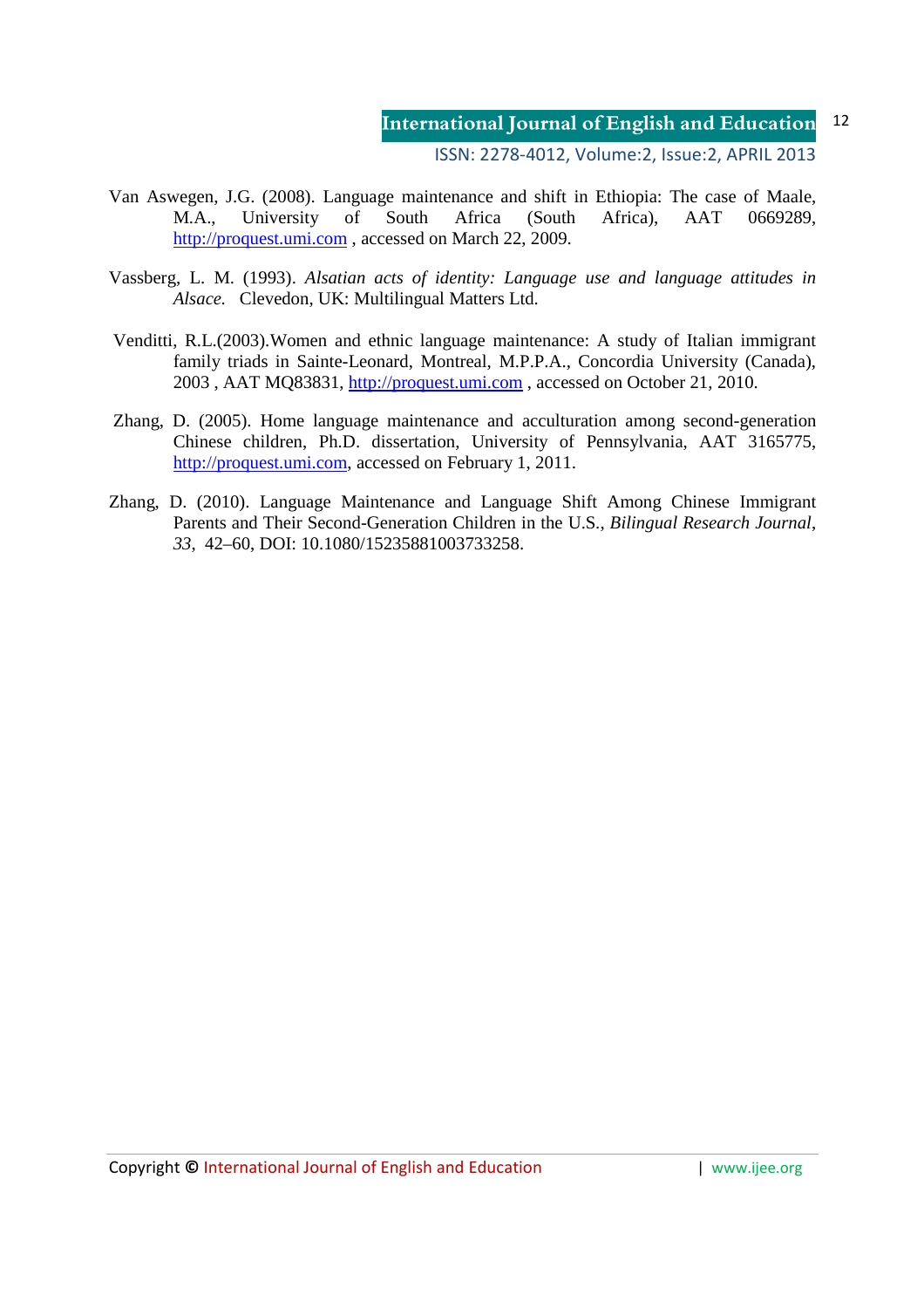Van Aswegen, J.G. (2008). Language maintenance and shift in Ethiopia: The case of Maale, M.A., University of South Africa (South Africa), AAT 0669289, http://proquest.umi.com , accessed on March 22, 2009.

Vassberg, L. M. (1993). *Alsatian acts of identity: Language use and language attitudes in Alsace.* Clevedon, UK: Multilingual Matters Ltd.

Venditti, R.L.(2003).Women and ethnic language maintenance: A study of Italian immigrant family triads in Sainte-Leonard, Montreal, M.P.P.A., Concordia University (Canada), 2003 , AAT MQ83831, http://proquest.umi.com , accessed on October 21, 2010.

Zhang, D. (2005). Home language maintenance and acculturation among second-generation Chinese children, Ph.D. dissertation, University of Pennsylvania, AAT 3165775, http://proquest.umi.com, accessed on February 1, 2011.

Zhang, D. (2010). Language Maintenance and Language Shift Among Chinese Immigrant Parents and Their Second-Generation Children in the U.S., *Bilingual Research Journal*, *33*, 42–60, DOI: 10.1080/15235881003733258.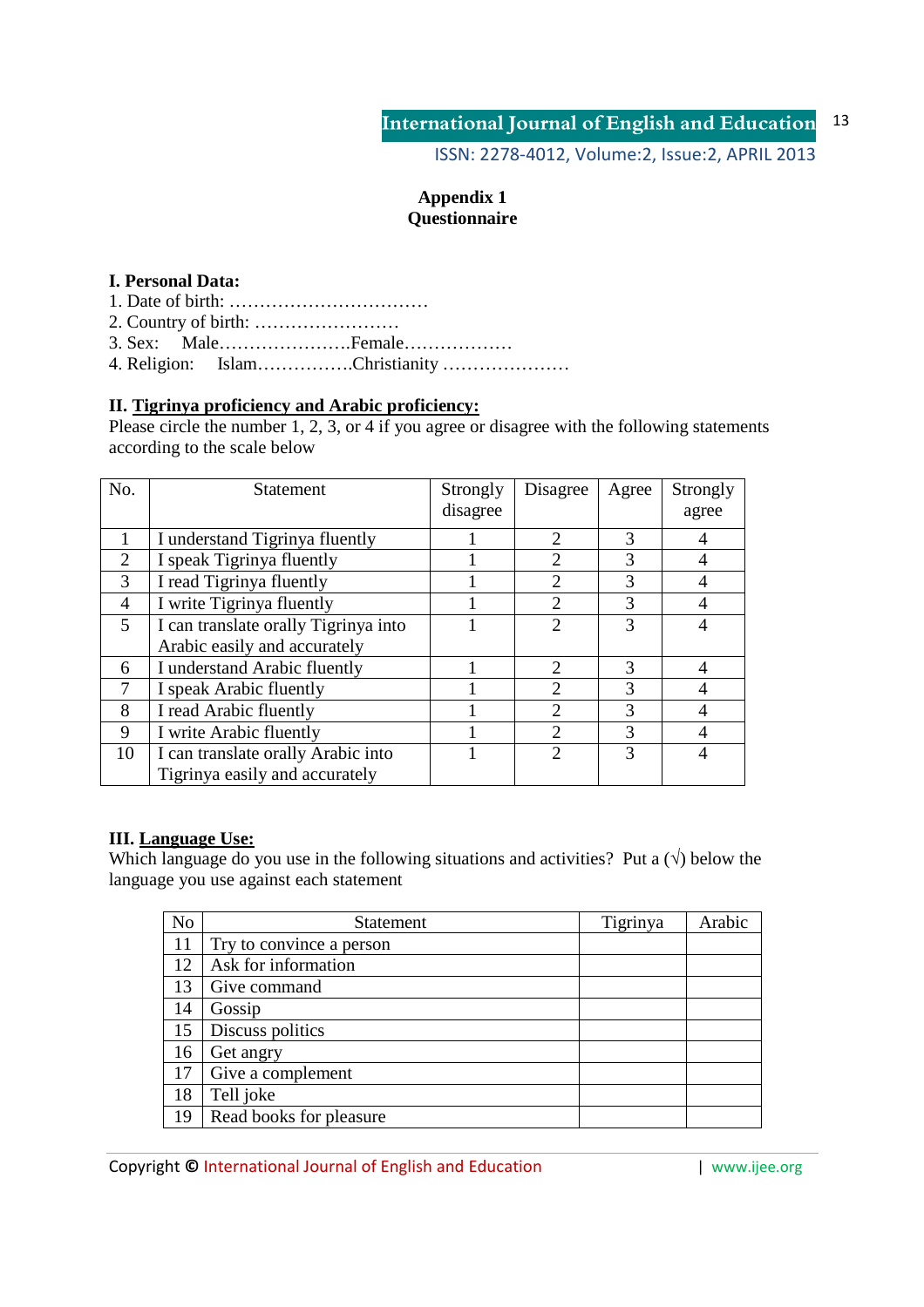# Appendix 1
# Questionnaire

**I. Personal Data:**

1. Date of birth: ……………………………
2. Country of birth: ……………………
3. Sex: Male………………….Female………………
4. Religion: Islam…………….Christianity …………………

**II. <u>Tigrinya proficiency and Arabic proficiency:</u>**

Please circle the number 1, 2, 3, or 4 if you agree or disagree with the following statements according to the scale below

| No. | Statement | Strongly disagree | Disagree | Agree | Strongly agree |
|---|---|---|---|---|---|
| 1 | I understand Tigrinya fluently | 1 | 2 | 3 | 4 |
| 2 | I speak Tigrinya fluently | 1 | 2 | 3 | 4 |
| 3 | I read Tigrinya fluently | 1 | 2 | 3 | 4 |
| 4 | I write Tigrinya fluently | 1 | 2 | 3 | 4 |
| 5 | I can translate orally Tigrinya into Arabic easily and accurately | 1 | 2 | 3 | 4 |
| 6 | I understand Arabic fluently | 1 | 2 | 3 | 4 |
| 7 | I speak Arabic fluently | 1 | 2 | 3 | 4 |
| 8 | I read Arabic fluently | 1 | 2 | 3 | 4 |
| 9 | I write Arabic fluently | 1 | 2 | 3 | 4 |
| 10 | I can translate orally Arabic into Tigrinya easily and accurately | 1 | 2 | 3 | 4 |

**III. <u>Language Use:</u>**

Which language do you use in the following situations and activities? Put a (√) below the language you use against each statement

| No | Statement | Tigrinya | Arabic |
|---|---|---|---|
| 11 | Try to convince a person | | |
| 12 | Ask for information | | |
| 13 | Give command | | |
| 14 | Gossip | | |
| 15 | Discuss politics | | |
| 16 | Get angry | | |
| 17 | Give a complement | | |
| 18 | Tell joke | | |
| 19 | Read books for pleasure | | |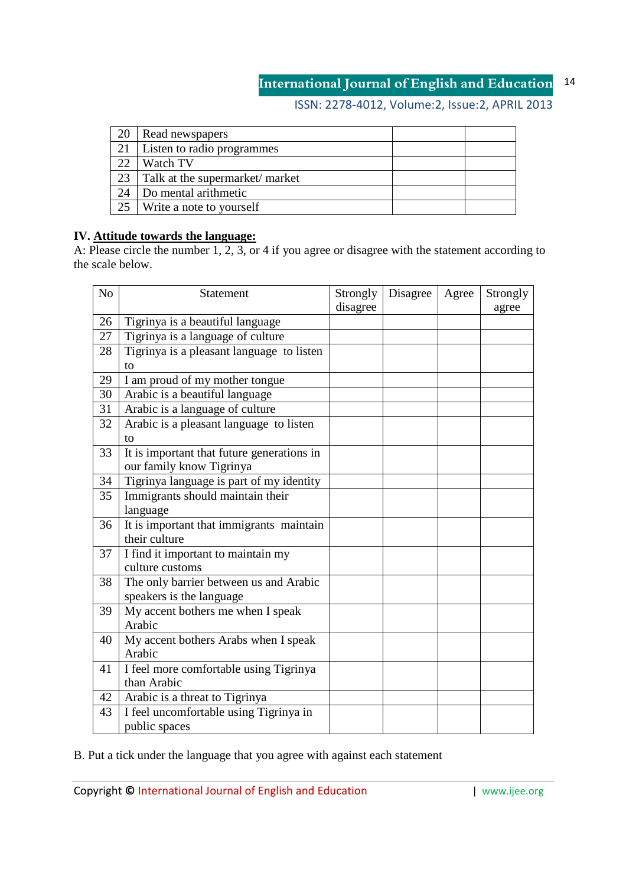| | | | |
|---|---|---|---|
| 20 | Read newspapers | | |
| 21 | Listen to radio programmes | | |
| 22 | Watch TV | | |
| 23 | Talk at the supermarket/ market | | |
| 24 | Do mental arithmetic | | |
| 25 | Write a note to yourself | | |

**IV. <u>Attitude towards the language:</u>**

A: Please circle the number 1, 2, 3, or 4 if you agree or disagree with the statement according to the scale below.

| No | Statement | Strongly disagree | Disagree | Agree | Strongly agree |
|---|---|---|---|---|---|
| 26 | Tigrinya is a beautiful language | | | | |
| 27 | Tigrinya is a language of culture | | | | |
| 28 | Tigrinya is a pleasant language to listen to | | | | |
| 29 | I am proud of my mother tongue | | | | |
| 30 | Arabic is a beautiful language | | | | |
| 31 | Arabic is a language of culture | | | | |
| 32 | Arabic is a pleasant language to listen to | | | | |
| 33 | It is important that future generations in our family know Tigrinya | | | | |
| 34 | Tigrinya language is part of my identity | | | | |
| 35 | Immigrants should maintain their language | | | | |
| 36 | It is important that immigrants maintain their culture | | | | |
| 37 | I find it important to maintain my culture customs | | | | |
| 38 | The only barrier between us and Arabic speakers is the language | | | | |
| 39 | My accent bothers me when I speak Arabic | | | | |
| 40 | My accent bothers Arabs when I speak Arabic | | | | |
| 41 | I feel more comfortable using Tigrinya than Arabic | | | | |
| 42 | Arabic is a threat to Tigrinya | | | | |
| 43 | I feel uncomfortable using Tigrinya in public spaces | | | | |

B. Put a tick under the language that you agree with against each statement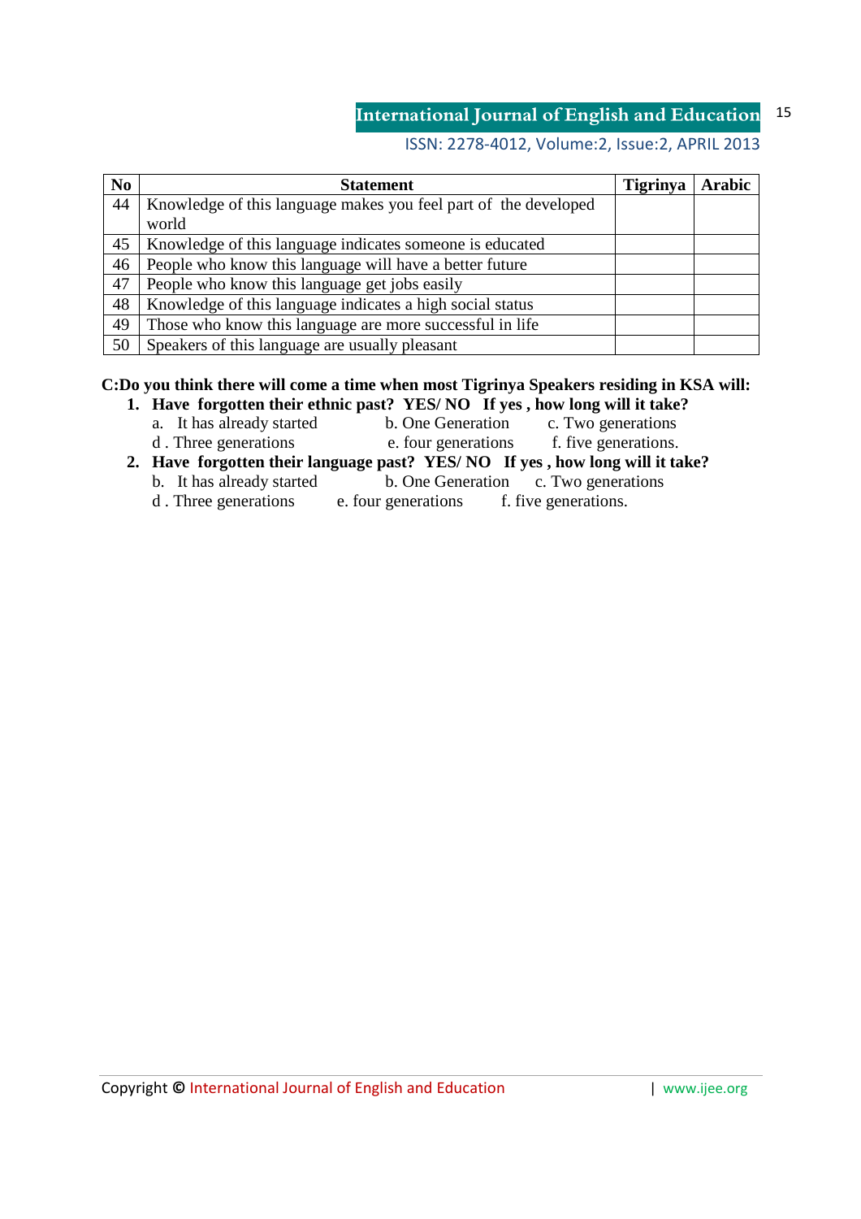| No | Statement | Tigrinya | Arabic |
|---|---|---|---|
| 44 | Knowledge of this language makes you feel part of the developed world | | |
| 45 | Knowledge of this language indicates someone is educated | | |
| 46 | People who know this language will have a better future | | |
| 47 | People who know this language get jobs easily | | |
| 48 | Knowledge of this language indicates a high social status | | |
| 49 | Those who know this language are more successful in life | | |
| 50 | Speakers of this language are usually pleasant | | |

**C:Do you think there will come a time when most Tigrinya Speakers residing in KSA will:**

1. **Have forgotten their ethnic past? YES/ NO If yes , how long will it take?**
   a. It has already started  b. One Generation  c. Two generations
   d . Three generations  e. four generations  f. five generations.
2. **Have forgotten their language past? YES/ NO If yes , how long will it take?**
   b. It has already started  b. One Generation  c. Two generations
   d . Three generations  e. four generations  f. five generations.